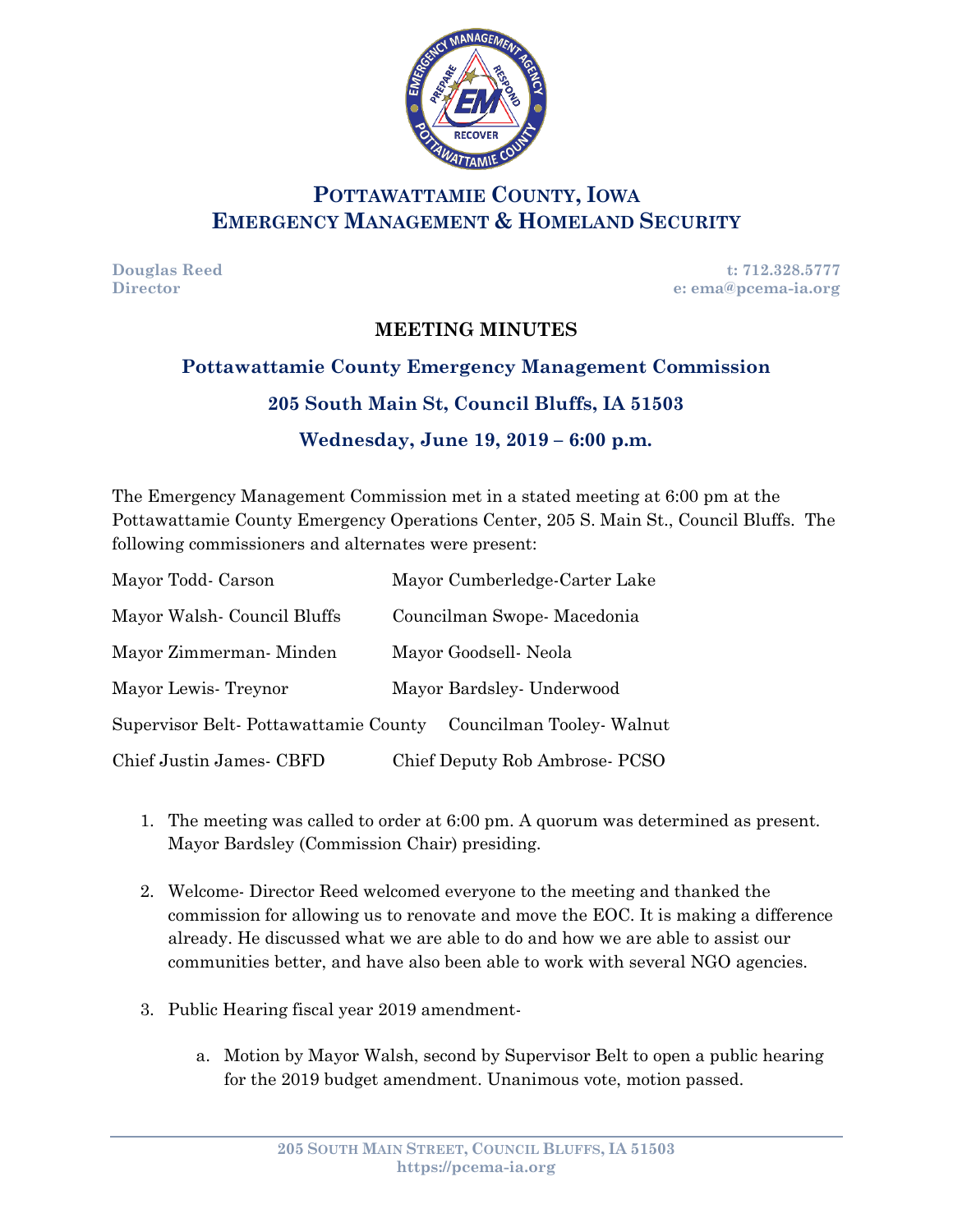# POTTAWATTAMIE COUNTY, IOWA
# EMERGENCY MANAGEMENT & HOMELAND SECURITY

**Douglas Reed**
**Director**

**t: 712.328.5777**
**e: ema@pcema-ia.org**

## MEETING MINUTES

### Pottawattamie County Emergency Management Commission

### 205 South Main St, Council Bluffs, IA 51503

### Wednesday, June 19, 2019 – 6:00 p.m.

The Emergency Management Commission met in a stated meeting at 6:00 pm at the Pottawattamie County Emergency Operations Center, 205 S. Main St., Council Bluffs. The following commissioners and alternates were present:

| | |
|---|---|
| Mayor Todd- Carson | Mayor Cumberledge-Carter Lake |
| Mayor Walsh- Council Bluffs | Councilman Swope- Macedonia |
| Mayor Zimmerman- Minden | Mayor Goodsell- Neola |
| Mayor Lewis- Treynor | Mayor Bardsley- Underwood |
| Supervisor Belt- Pottawattamie County | Councilman Tooley- Walnut |
| Chief Justin James- CBFD | Chief Deputy Rob Ambrose- PCSO |

1. The meeting was called to order at 6:00 pm. A quorum was determined as present. Mayor Bardsley (Commission Chair) presiding.

2. Welcome- Director Reed welcomed everyone to the meeting and thanked the commission for allowing us to renovate and move the EOC. It is making a difference already. He discussed what we are able to do and how we are able to assist our communities better, and have also been able to work with several NGO agencies.

3. Public Hearing fiscal year 2019 amendment-

    a. Motion by Mayor Walsh, second by Supervisor Belt to open a public hearing for the 2019 budget amendment. Unanimous vote, motion passed.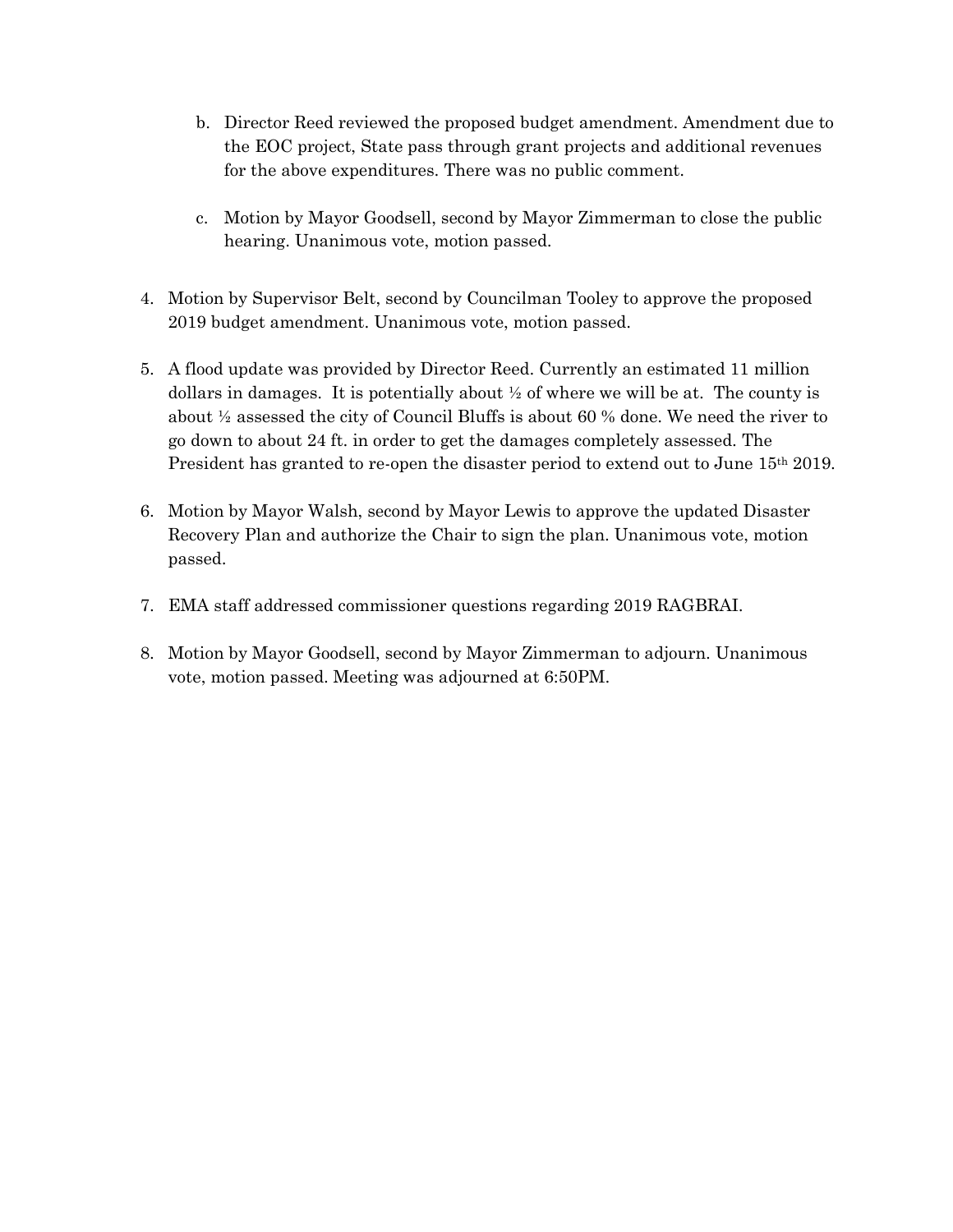b. Director Reed reviewed the proposed budget amendment. Amendment due to the EOC project, State pass through grant projects and additional revenues for the above expenditures. There was no public comment.

   c. Motion by Mayor Goodsell, second by Mayor Zimmerman to close the public hearing. Unanimous vote, motion passed.

4. Motion by Supervisor Belt, second by Councilman Tooley to approve the proposed 2019 budget amendment. Unanimous vote, motion passed.

5. A flood update was provided by Director Reed. Currently an estimated 11 million dollars in damages. It is potentially about ½ of where we will be at. The county is about ½ assessed the city of Council Bluffs is about 60 % done. We need the river to go down to about 24 ft. in order to get the damages completely assessed. The President has granted to re-open the disaster period to extend out to June 15th 2019.

6. Motion by Mayor Walsh, second by Mayor Lewis to approve the updated Disaster Recovery Plan and authorize the Chair to sign the plan. Unanimous vote, motion passed.

7. EMA staff addressed commissioner questions regarding 2019 RAGBRAI.

8. Motion by Mayor Goodsell, second by Mayor Zimmerman to adjourn. Unanimous vote, motion passed. Meeting was adjourned at 6:50PM.